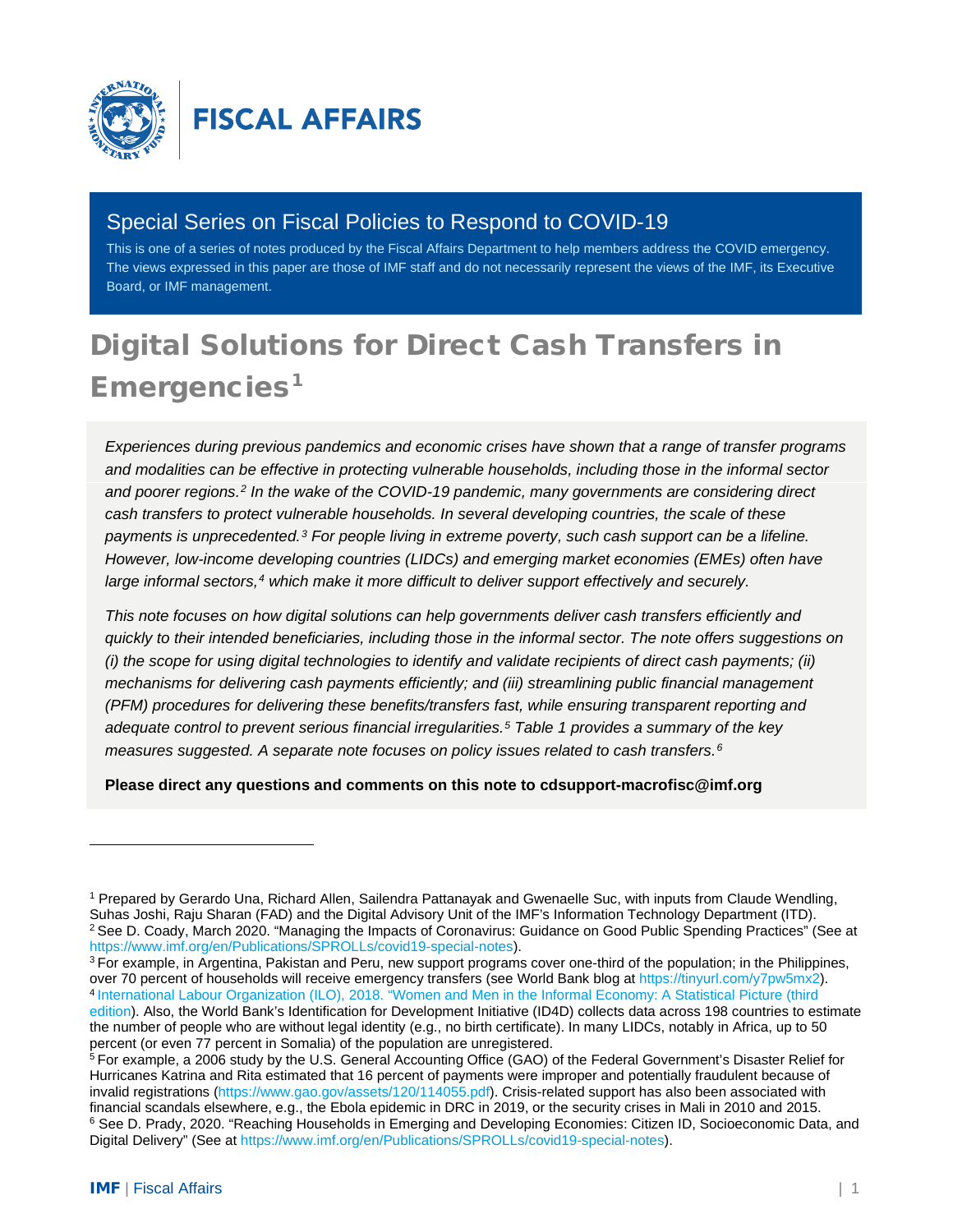FISCAL AFFAIRS

## Special Series on Fiscal Policies to Respond to COVID-19

This is one of a series of notes produced by the Fiscal Affairs Department to help members address the COVID emergency. The views expressed in this paper are those of IMF staff and do not necessarily represent the views of the IMF, its Executive Board, or IMF management.

# Digital Solutions for Direct Cash Transfers in Emergencies[1]

*Experiences during previous pandemics and economic crises have shown that a range of transfer programs and modalities can be effective in protecting vulnerable households, including those in the informal sector and poorer regions.[2] In the wake of the COVID-19 pandemic, many governments are considering direct cash transfers to protect vulnerable households. In several developing countries, the scale of these payments is unprecedented.[3] For people living in extreme poverty, such cash support can be a lifeline. However, low-income developing countries (LIDCs) and emerging market economies (EMEs) often have large informal sectors,[4] which make it more difficult to deliver support effectively and securely.*

*This note focuses on how digital solutions can help governments deliver cash transfers efficiently and quickly to their intended beneficiaries, including those in the informal sector. The note offers suggestions on (i) the scope for using digital technologies to identify and validate recipients of direct cash payments; (ii) mechanisms for delivering cash payments efficiently; and (iii) streamlining public financial management (PFM) procedures for delivering these benefits/transfers fast, while ensuring transparent reporting and adequate control to prevent serious financial irregularities.[5] Table 1 provides a summary of the key measures suggested. A separate note focuses on policy issues related to cash transfers.[6]*

**Please direct any questions and comments on this note to cdsupport-macrofisc@imf.org**

---

[1] Prepared by Gerardo Una, Richard Allen, Sailendra Pattanayak and Gwenaelle Suc, with inputs from Claude Wendling, Suhas Joshi, Raju Sharan (FAD) and the Digital Advisory Unit of the IMF's Information Technology Department (ITD).

[2] See D. Coady, March 2020. "Managing the Impacts of Coronavirus: Guidance on Good Public Spending Practices" (See at https://www.imf.org/en/Publications/SPROLLs/covid19-special-notes).

[3] For example, in Argentina, Pakistan and Peru, new support programs cover one-third of the population; in the Philippines, over 70 percent of households will receive emergency transfers (see World Bank blog at https://tinyurl.com/y7pw5mx2).

[4] International Labour Organization (ILO), 2018. "Women and Men in the Informal Economy: A Statistical Picture (third edition). Also, the World Bank's Identification for Development Initiative (ID4D) collects data across 198 countries to estimate the number of people who are without legal identity (e.g., no birth certificate). In many LIDCs, notably in Africa, up to 50 percent (or even 77 percent in Somalia) of the population are unregistered.

[5] For example, a 2006 study by the U.S. General Accounting Office (GAO) of the Federal Government's Disaster Relief for Hurricanes Katrina and Rita estimated that 16 percent of payments were improper and potentially fraudulent because of invalid registrations (https://www.gao.gov/assets/120/114055.pdf). Crisis-related support has also been associated with financial scandals elsewhere, e.g., the Ebola epidemic in DRC in 2019, or the security crises in Mali in 2010 and 2015.

[6] See D. Prady, 2020. "Reaching Households in Emerging and Developing Economies: Citizen ID, Socioeconomic Data, and Digital Delivery" (See at https://www.imf.org/en/Publications/SPROLLs/covid19-special-notes).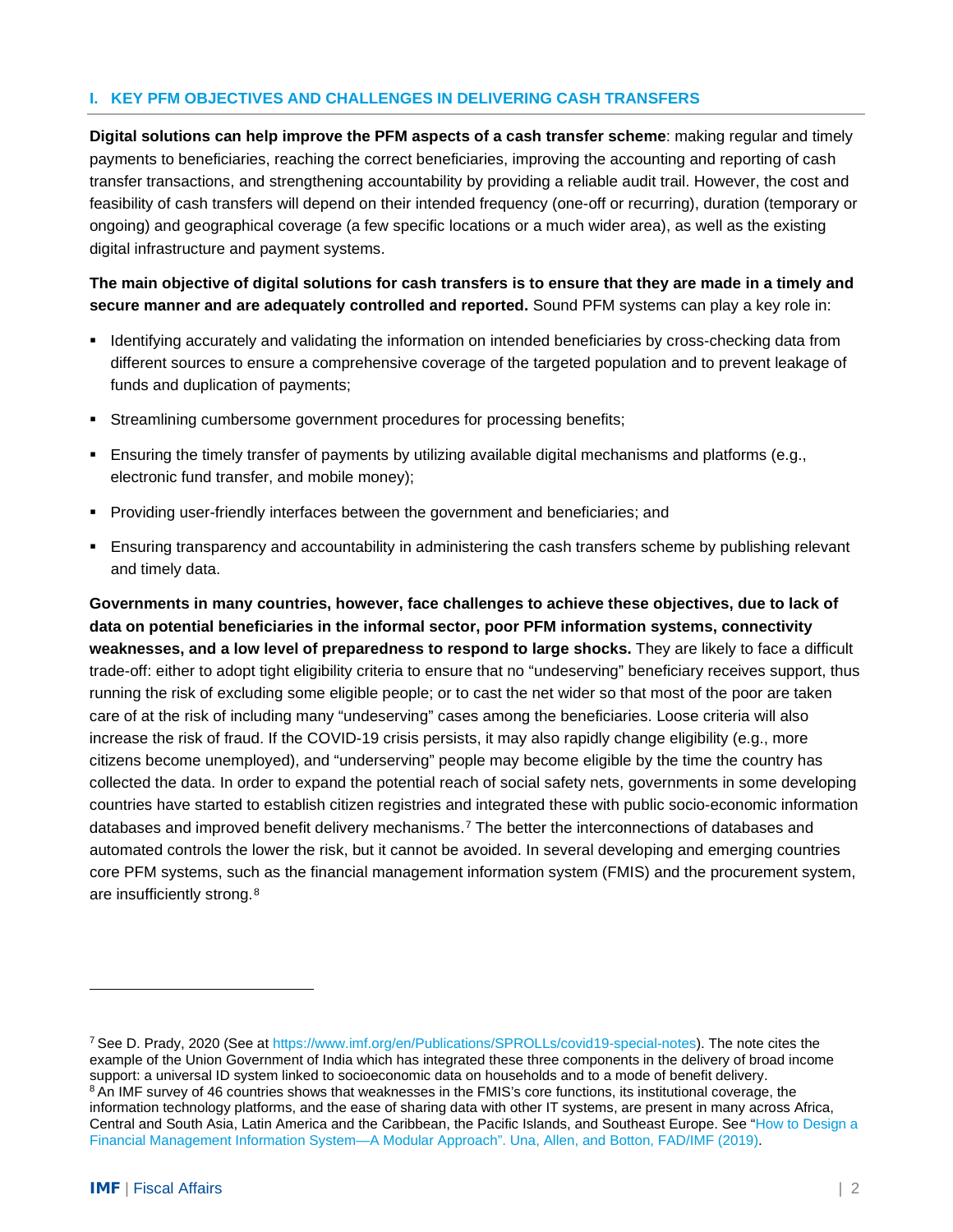## I. KEY PFM OBJECTIVES AND CHALLENGES IN DELIVERING CASH TRANSFERS

**Digital solutions can help improve the PFM aspects of a cash transfer scheme**: making regular and timely payments to beneficiaries, reaching the correct beneficiaries, improving the accounting and reporting of cash transfer transactions, and strengthening accountability by providing a reliable audit trail. However, the cost and feasibility of cash transfers will depend on their intended frequency (one-off or recurring), duration (temporary or ongoing) and geographical coverage (a few specific locations or a much wider area), as well as the existing digital infrastructure and payment systems.

**The main objective of digital solutions for cash transfers is to ensure that they are made in a timely and secure manner and are adequately controlled and reported.** Sound PFM systems can play a key role in:

- Identifying accurately and validating the information on intended beneficiaries by cross-checking data from different sources to ensure a comprehensive coverage of the targeted population and to prevent leakage of funds and duplication of payments;
- Streamlining cumbersome government procedures for processing benefits;
- Ensuring the timely transfer of payments by utilizing available digital mechanisms and platforms (e.g., electronic fund transfer, and mobile money);
- Providing user-friendly interfaces between the government and beneficiaries; and
- Ensuring transparency and accountability in administering the cash transfers scheme by publishing relevant and timely data.

**Governments in many countries, however, face challenges to achieve these objectives, due to lack of data on potential beneficiaries in the informal sector, poor PFM information systems, connectivity weaknesses, and a low level of preparedness to respond to large shocks.** They are likely to face a difficult trade-off: either to adopt tight eligibility criteria to ensure that no "undeserving" beneficiary receives support, thus running the risk of excluding some eligible people; or to cast the net wider so that most of the poor are taken care of at the risk of including many "undeserving" cases among the beneficiaries. Loose criteria will also increase the risk of fraud. If the COVID-19 crisis persists, it may also rapidly change eligibility (e.g., more citizens become unemployed), and "underserving" people may become eligible by the time the country has collected the data. In order to expand the potential reach of social safety nets, governments in some developing countries have started to establish citizen registries and integrated these with public socio-economic information databases and improved benefit delivery mechanisms.[7] The better the interconnections of databases and automated controls the lower the risk, but it cannot be avoided. In several developing and emerging countries core PFM systems, such as the financial management information system (FMIS) and the procurement system, are insufficiently strong.[8]

---

[7] See D. Prady, 2020 (See at https://www.imf.org/en/Publications/SPROLLs/covid19-special-notes). The note cites the example of the Union Government of India which has integrated these three components in the delivery of broad income support: a universal ID system linked to socioeconomic data on households and to a mode of benefit delivery.

[8] An IMF survey of 46 countries shows that weaknesses in the FMIS's core functions, its institutional coverage, the information technology platforms, and the ease of sharing data with other IT systems, are present in many across Africa, Central and South Asia, Latin America and the Caribbean, the Pacific Islands, and Southeast Europe. See "How to Design a Financial Management Information System—A Modular Approach". Una, Allen, and Botton, FAD/IMF (2019).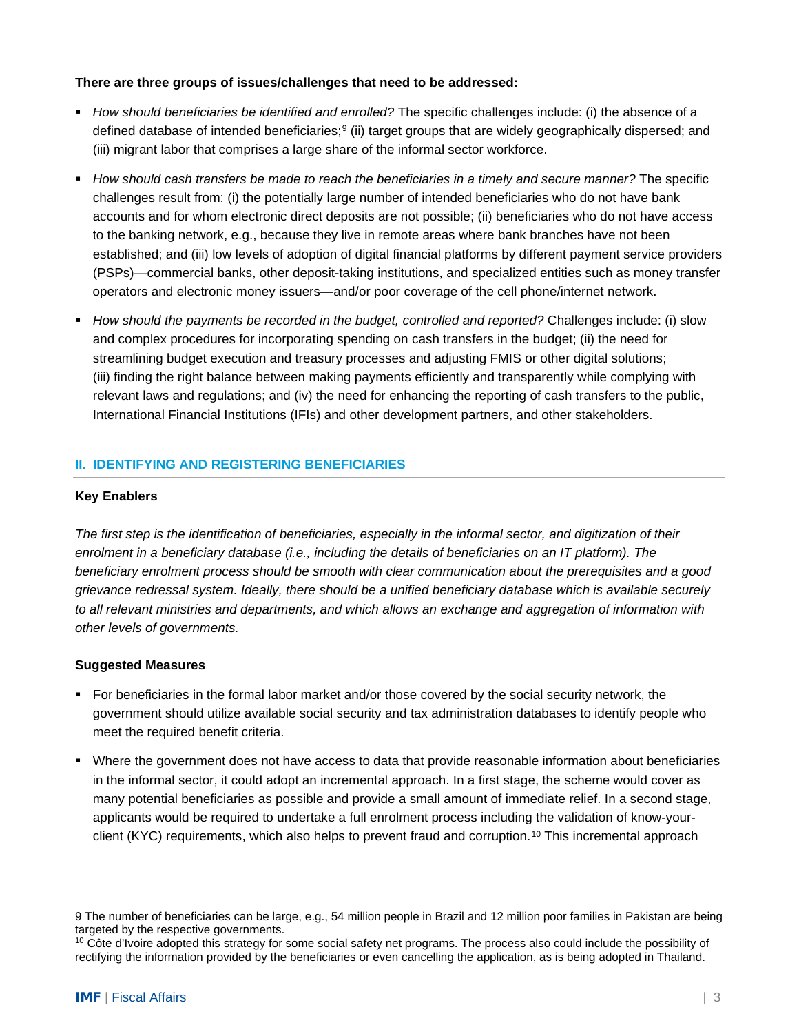**There are three groups of issues/challenges that need to be addressed:**

- *How should beneficiaries be identified and enrolled?* The specific challenges include: (i) the absence of a defined database of intended beneficiaries;[9] (ii) target groups that are widely geographically dispersed; and (iii) migrant labor that comprises a large share of the informal sector workforce.
- *How should cash transfers be made to reach the beneficiaries in a timely and secure manner?* The specific challenges result from: (i) the potentially large number of intended beneficiaries who do not have bank accounts and for whom electronic direct deposits are not possible; (ii) beneficiaries who do not have access to the banking network, e.g., because they live in remote areas where bank branches have not been established; and (iii) low levels of adoption of digital financial platforms by different payment service providers (PSPs)—commercial banks, other deposit-taking institutions, and specialized entities such as money transfer operators and electronic money issuers—and/or poor coverage of the cell phone/internet network.
- *How should the payments be recorded in the budget, controlled and reported?* Challenges include: (i) slow and complex procedures for incorporating spending on cash transfers in the budget; (ii) the need for streamlining budget execution and treasury processes and adjusting FMIS or other digital solutions; (iii) finding the right balance between making payments efficiently and transparently while complying with relevant laws and regulations; and (iv) the need for enhancing the reporting of cash transfers to the public, International Financial Institutions (IFIs) and other development partners, and other stakeholders.

## II. IDENTIFYING AND REGISTERING BENEFICIARIES

**Key Enablers**

*The first step is the identification of beneficiaries, especially in the informal sector, and digitization of their enrolment in a beneficiary database (i.e., including the details of beneficiaries on an IT platform). The beneficiary enrolment process should be smooth with clear communication about the prerequisites and a good grievance redressal system. Ideally, there should be a unified beneficiary database which is available securely to all relevant ministries and departments, and which allows an exchange and aggregation of information with other levels of governments.*

**Suggested Measures**

- For beneficiaries in the formal labor market and/or those covered by the social security network, the government should utilize available social security and tax administration databases to identify people who meet the required benefit criteria.
- Where the government does not have access to data that provide reasonable information about beneficiaries in the informal sector, it could adopt an incremental approach. In a first stage, the scheme would cover as many potential beneficiaries as possible and provide a small amount of immediate relief. In a second stage, applicants would be required to undertake a full enrolment process including the validation of know-your-client (KYC) requirements, which also helps to prevent fraud and corruption.[10] This incremental approach

---

[9] The number of beneficiaries can be large, e.g., 54 million people in Brazil and 12 million poor families in Pakistan are being targeted by the respective governments.

[10] Côte d'Ivoire adopted this strategy for some social safety net programs. The process also could include the possibility of rectifying the information provided by the beneficiaries or even cancelling the application, as is being adopted in Thailand.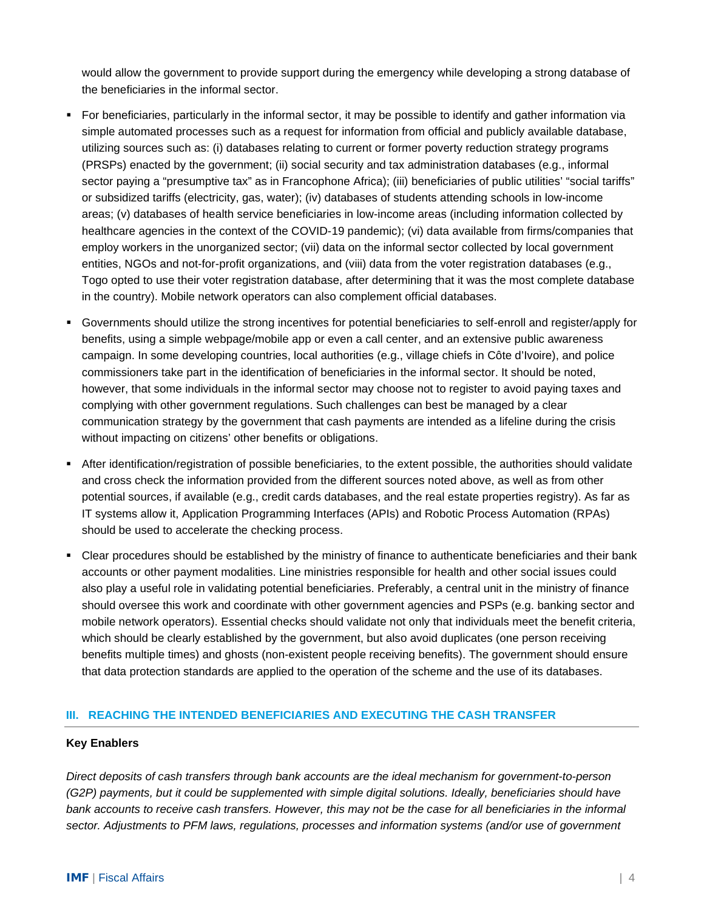would allow the government to provide support during the emergency while developing a strong database of the beneficiaries in the informal sector.

- For beneficiaries, particularly in the informal sector, it may be possible to identify and gather information via simple automated processes such as a request for information from official and publicly available database, utilizing sources such as: (i) databases relating to current or former poverty reduction strategy programs (PRSPs) enacted by the government; (ii) social security and tax administration databases (e.g., informal sector paying a "presumptive tax" as in Francophone Africa); (iii) beneficiaries of public utilities' "social tariffs" or subsidized tariffs (electricity, gas, water); (iv) databases of students attending schools in low-income areas; (v) databases of health service beneficiaries in low-income areas (including information collected by healthcare agencies in the context of the COVID-19 pandemic); (vi) data available from firms/companies that employ workers in the unorganized sector; (vii) data on the informal sector collected by local government entities, NGOs and not-for-profit organizations, and (viii) data from the voter registration databases (e.g., Togo opted to use their voter registration database, after determining that it was the most complete database in the country). Mobile network operators can also complement official databases.
- Governments should utilize the strong incentives for potential beneficiaries to self-enroll and register/apply for benefits, using a simple webpage/mobile app or even a call center, and an extensive public awareness campaign. In some developing countries, local authorities (e.g., village chiefs in Côte d'Ivoire), and police commissioners take part in the identification of beneficiaries in the informal sector. It should be noted, however, that some individuals in the informal sector may choose not to register to avoid paying taxes and complying with other government regulations. Such challenges can best be managed by a clear communication strategy by the government that cash payments are intended as a lifeline during the crisis without impacting on citizens' other benefits or obligations.
- After identification/registration of possible beneficiaries, to the extent possible, the authorities should validate and cross check the information provided from the different sources noted above, as well as from other potential sources, if available (e.g., credit cards databases, and the real estate properties registry). As far as IT systems allow it, Application Programming Interfaces (APIs) and Robotic Process Automation (RPAs) should be used to accelerate the checking process.
- Clear procedures should be established by the ministry of finance to authenticate beneficiaries and their bank accounts or other payment modalities. Line ministries responsible for health and other social issues could also play a useful role in validating potential beneficiaries. Preferably, a central unit in the ministry of finance should oversee this work and coordinate with other government agencies and PSPs (e.g. banking sector and mobile network operators). Essential checks should validate not only that individuals meet the benefit criteria, which should be clearly established by the government, but also avoid duplicates (one person receiving benefits multiple times) and ghosts (non-existent people receiving benefits). The government should ensure that data protection standards are applied to the operation of the scheme and the use of its databases.

## III. REACHING THE INTENDED BENEFICIARIES AND EXECUTING THE CASH TRANSFER

**Key Enablers**

*Direct deposits of cash transfers through bank accounts are the ideal mechanism for government-to-person (G2P) payments, but it could be supplemented with simple digital solutions. Ideally, beneficiaries should have bank accounts to receive cash transfers. However, this may not be the case for all beneficiaries in the informal sector. Adjustments to PFM laws, regulations, processes and information systems (and/or use of government*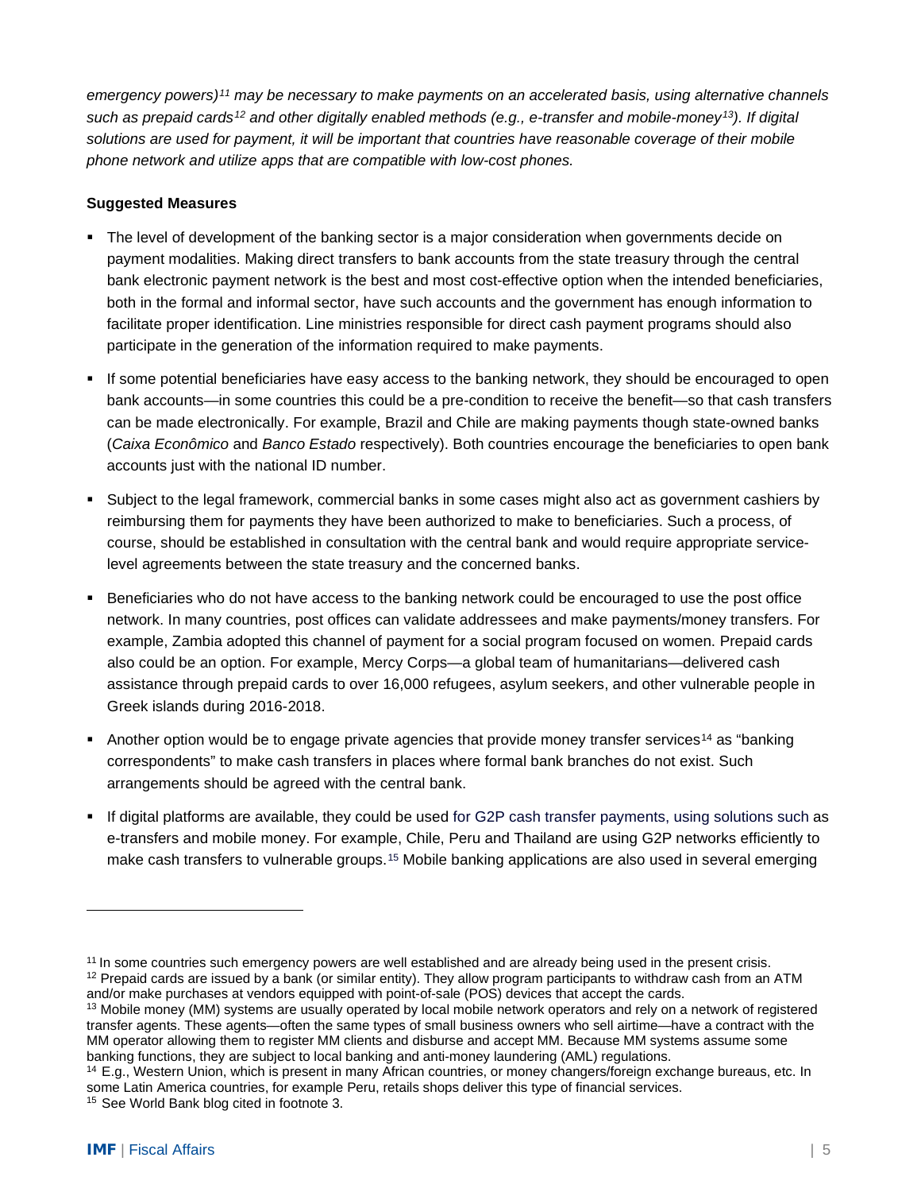*emergency powers)[11] may be necessary to make payments on an accelerated basis, using alternative channels such as prepaid cards[12] and other digitally enabled methods (e.g., e-transfer and mobile-money[13]). If digital solutions are used for payment, it will be important that countries have reasonable coverage of their mobile phone network and utilize apps that are compatible with low-cost phones.*

**Suggested Measures**

- The level of development of the banking sector is a major consideration when governments decide on payment modalities. Making direct transfers to bank accounts from the state treasury through the central bank electronic payment network is the best and most cost-effective option when the intended beneficiaries, both in the formal and informal sector, have such accounts and the government has enough information to facilitate proper identification. Line ministries responsible for direct cash payment programs should also participate in the generation of the information required to make payments.

- If some potential beneficiaries have easy access to the banking network, they should be encouraged to open bank accounts—in some countries this could be a pre-condition to receive the benefit—so that cash transfers can be made electronically. For example, Brazil and Chile are making payments though state-owned banks (*Caixa Econômico* and *Banco Estado* respectively). Both countries encourage the beneficiaries to open bank accounts just with the national ID number.

- Subject to the legal framework, commercial banks in some cases might also act as government cashiers by reimbursing them for payments they have been authorized to make to beneficiaries. Such a process, of course, should be established in consultation with the central bank and would require appropriate service-level agreements between the state treasury and the concerned banks.

- Beneficiaries who do not have access to the banking network could be encouraged to use the post office network. In many countries, post offices can validate addressees and make payments/money transfers. For example, Zambia adopted this channel of payment for a social program focused on women. Prepaid cards also could be an option. For example, Mercy Corps—a global team of humanitarians—delivered cash assistance through prepaid cards to over 16,000 refugees, asylum seekers, and other vulnerable people in Greek islands during 2016-2018.

- Another option would be to engage private agencies that provide money transfer services[14] as "banking correspondents" to make cash transfers in places where formal bank branches do not exist. Such arrangements should be agreed with the central bank.

- If digital platforms are available, they could be used for G2P cash transfer payments, using solutions such as e-transfers and mobile money. For example, Chile, Peru and Thailand are using G2P networks efficiently to make cash transfers to vulnerable groups.[15] Mobile banking applications are also used in several emerging

---

[11] In some countries such emergency powers are well established and are already being used in the present crisis.

[12] Prepaid cards are issued by a bank (or similar entity). They allow program participants to withdraw cash from an ATM and/or make purchases at vendors equipped with point-of-sale (POS) devices that accept the cards.

[13] Mobile money (MM) systems are usually operated by local mobile network operators and rely on a network of registered transfer agents. These agents—often the same types of small business owners who sell airtime—have a contract with the MM operator allowing them to register MM clients and disburse and accept MM. Because MM systems assume some banking functions, they are subject to local banking and anti-money laundering (AML) regulations.

[14] E.g., Western Union, which is present in many African countries, or money changers/foreign exchange bureaus, etc. In some Latin America countries, for example Peru, retails shops deliver this type of financial services.

[15] See World Bank blog cited in footnote 3.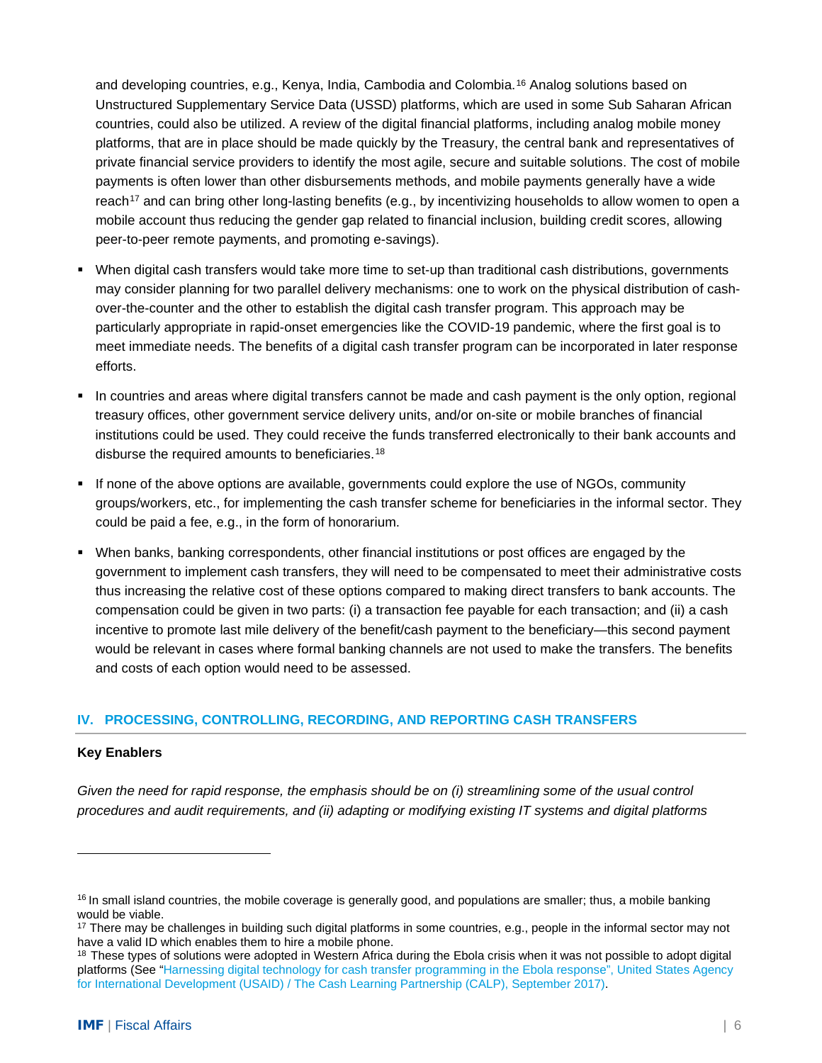and developing countries, e.g., Kenya, India, Cambodia and Colombia.[16] Analog solutions based on Unstructured Supplementary Service Data (USSD) platforms, which are used in some Sub Saharan African countries, could also be utilized. A review of the digital financial platforms, including analog mobile money platforms, that are in place should be made quickly by the Treasury, the central bank and representatives of private financial service providers to identify the most agile, secure and suitable solutions. The cost of mobile payments is often lower than other disbursements methods, and mobile payments generally have a wide reach[17] and can bring other long-lasting benefits (e.g., by incentivizing households to allow women to open a mobile account thus reducing the gender gap related to financial inclusion, building credit scores, allowing peer-to-peer remote payments, and promoting e-savings).

- When digital cash transfers would take more time to set-up than traditional cash distributions, governments may consider planning for two parallel delivery mechanisms: one to work on the physical distribution of cash-over-the-counter and the other to establish the digital cash transfer program. This approach may be particularly appropriate in rapid-onset emergencies like the COVID-19 pandemic, where the first goal is to meet immediate needs. The benefits of a digital cash transfer program can be incorporated in later response efforts.
- In countries and areas where digital transfers cannot be made and cash payment is the only option, regional treasury offices, other government service delivery units, and/or on-site or mobile branches of financial institutions could be used. They could receive the funds transferred electronically to their bank accounts and disburse the required amounts to beneficiaries.[18]
- If none of the above options are available, governments could explore the use of NGOs, community groups/workers, etc., for implementing the cash transfer scheme for beneficiaries in the informal sector. They could be paid a fee, e.g., in the form of honorarium.
- When banks, banking correspondents, other financial institutions or post offices are engaged by the government to implement cash transfers, they will need to be compensated to meet their administrative costs thus increasing the relative cost of these options compared to making direct transfers to bank accounts. The compensation could be given in two parts: (i) a transaction fee payable for each transaction; and (ii) a cash incentive to promote last mile delivery of the benefit/cash payment to the beneficiary—this second payment would be relevant in cases where formal banking channels are not used to make the transfers. The benefits and costs of each option would need to be assessed.

## IV. PROCESSING, CONTROLLING, RECORDING, AND REPORTING CASH TRANSFERS

**Key Enablers**

*Given the need for rapid response, the emphasis should be on (i) streamlining some of the usual control procedures and audit requirements, and (ii) adapting or modifying existing IT systems and digital platforms*

---

[16] In small island countries, the mobile coverage is generally good, and populations are smaller; thus, a mobile banking would be viable.

[17] There may be challenges in building such digital platforms in some countries, e.g., people in the informal sector may not have a valid ID which enables them to hire a mobile phone.

[18] These types of solutions were adopted in Western Africa during the Ebola crisis when it was not possible to adopt digital platforms (See "Harnessing digital technology for cash transfer programming in the Ebola response", United States Agency for International Development (USAID) / The Cash Learning Partnership (CALP), September 2017).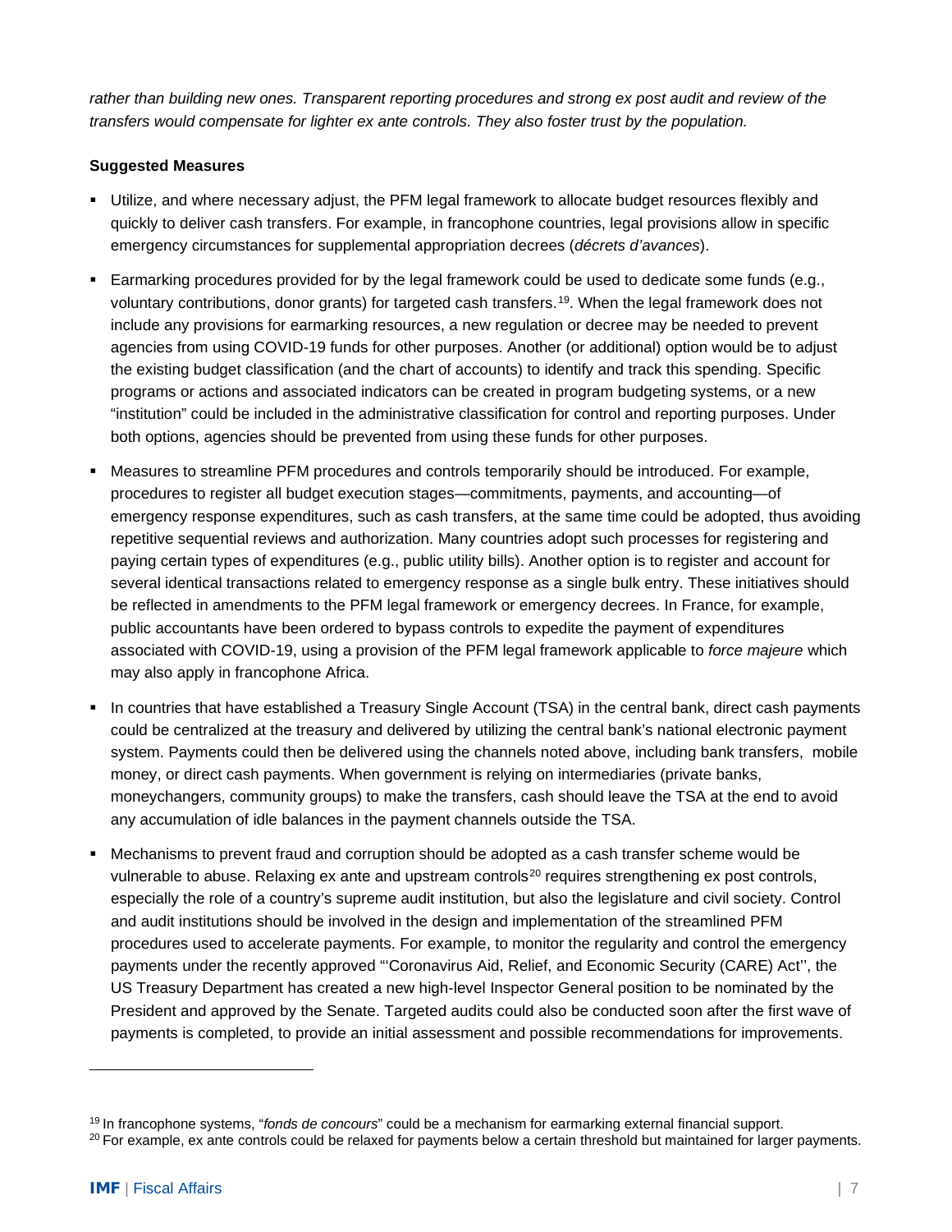*rather than building new ones. Transparent reporting procedures and strong ex post audit and review of the transfers would compensate for lighter ex ante controls. They also foster trust by the population.*

**Suggested Measures**

- Utilize, and where necessary adjust, the PFM legal framework to allocate budget resources flexibly and quickly to deliver cash transfers. For example, in francophone countries, legal provisions allow in specific emergency circumstances for supplemental appropriation decrees (*décrets d'avances*).
- Earmarking procedures provided for by the legal framework could be used to dedicate some funds (e.g., voluntary contributions, donor grants) for targeted cash transfers.[19]. When the legal framework does not include any provisions for earmarking resources, a new regulation or decree may be needed to prevent agencies from using COVID-19 funds for other purposes. Another (or additional) option would be to adjust the existing budget classification (and the chart of accounts) to identify and track this spending. Specific programs or actions and associated indicators can be created in program budgeting systems, or a new "institution" could be included in the administrative classification for control and reporting purposes. Under both options, agencies should be prevented from using these funds for other purposes.
- Measures to streamline PFM procedures and controls temporarily should be introduced. For example, procedures to register all budget execution stages—commitments, payments, and accounting—of emergency response expenditures, such as cash transfers, at the same time could be adopted, thus avoiding repetitive sequential reviews and authorization. Many countries adopt such processes for registering and paying certain types of expenditures (e.g., public utility bills). Another option is to register and account for several identical transactions related to emergency response as a single bulk entry. These initiatives should be reflected in amendments to the PFM legal framework or emergency decrees. In France, for example, public accountants have been ordered to bypass controls to expedite the payment of expenditures associated with COVID-19, using a provision of the PFM legal framework applicable to *force majeure* which may also apply in francophone Africa.
- In countries that have established a Treasury Single Account (TSA) in the central bank, direct cash payments could be centralized at the treasury and delivered by utilizing the central bank's national electronic payment system. Payments could then be delivered using the channels noted above, including bank transfers, mobile money, or direct cash payments. When government is relying on intermediaries (private banks, moneychangers, community groups) to make the transfers, cash should leave the TSA at the end to avoid any accumulation of idle balances in the payment channels outside the TSA.
- Mechanisms to prevent fraud and corruption should be adopted as a cash transfer scheme would be vulnerable to abuse. Relaxing ex ante and upstream controls[20] requires strengthening ex post controls, especially the role of a country's supreme audit institution, but also the legislature and civil society. Control and audit institutions should be involved in the design and implementation of the streamlined PFM procedures used to accelerate payments. For example, to monitor the regularity and control the emergency payments under the recently approved "'Coronavirus Aid, Relief, and Economic Security (CARE) Act'', the US Treasury Department has created a new high-level Inspector General position to be nominated by the President and approved by the Senate. Targeted audits could also be conducted soon after the first wave of payments is completed, to provide an initial assessment and possible recommendations for improvements.

---

[19] In francophone systems, "*fonds de concours*" could be a mechanism for earmarking external financial support.

[20] For example, ex ante controls could be relaxed for payments below a certain threshold but maintained for larger payments.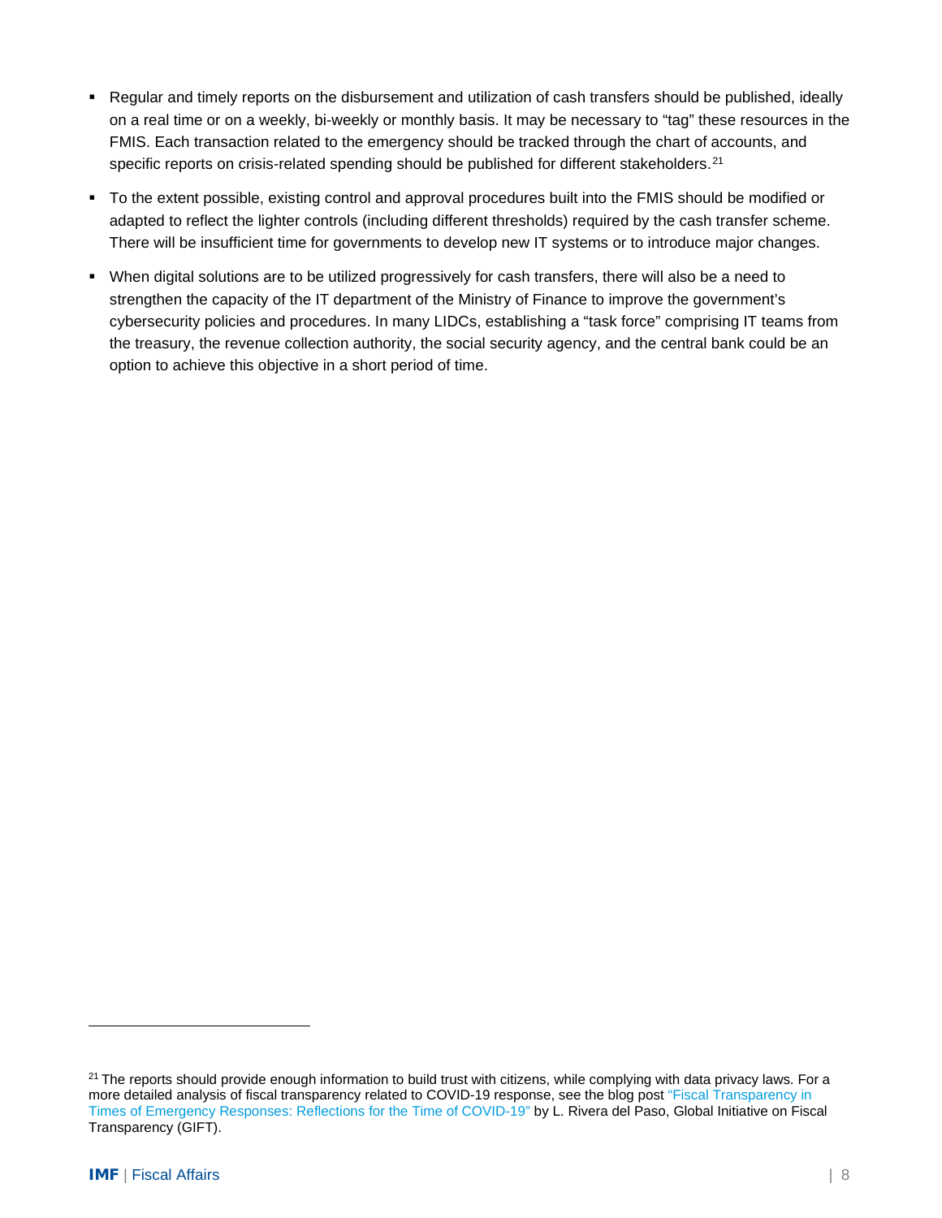- Regular and timely reports on the disbursement and utilization of cash transfers should be published, ideally on a real time or on a weekly, bi-weekly or monthly basis. It may be necessary to "tag" these resources in the FMIS. Each transaction related to the emergency should be tracked through the chart of accounts, and specific reports on crisis-related spending should be published for different stakeholders.[21]
- To the extent possible, existing control and approval procedures built into the FMIS should be modified or adapted to reflect the lighter controls (including different thresholds) required by the cash transfer scheme. There will be insufficient time for governments to develop new IT systems or to introduce major changes.
- When digital solutions are to be utilized progressively for cash transfers, there will also be a need to strengthen the capacity of the IT department of the Ministry of Finance to improve the government's cybersecurity policies and procedures. In many LIDCs, establishing a "task force" comprising IT teams from the treasury, the revenue collection authority, the social security agency, and the central bank could be an option to achieve this objective in a short period of time.

---

[21] The reports should provide enough information to build trust with citizens, while complying with data privacy laws. For a more detailed analysis of fiscal transparency related to COVID-19 response, see the blog post "Fiscal Transparency in Times of Emergency Responses: Reflections for the Time of COVID-19" by L. Rivera del Paso, Global Initiative on Fiscal Transparency (GIFT).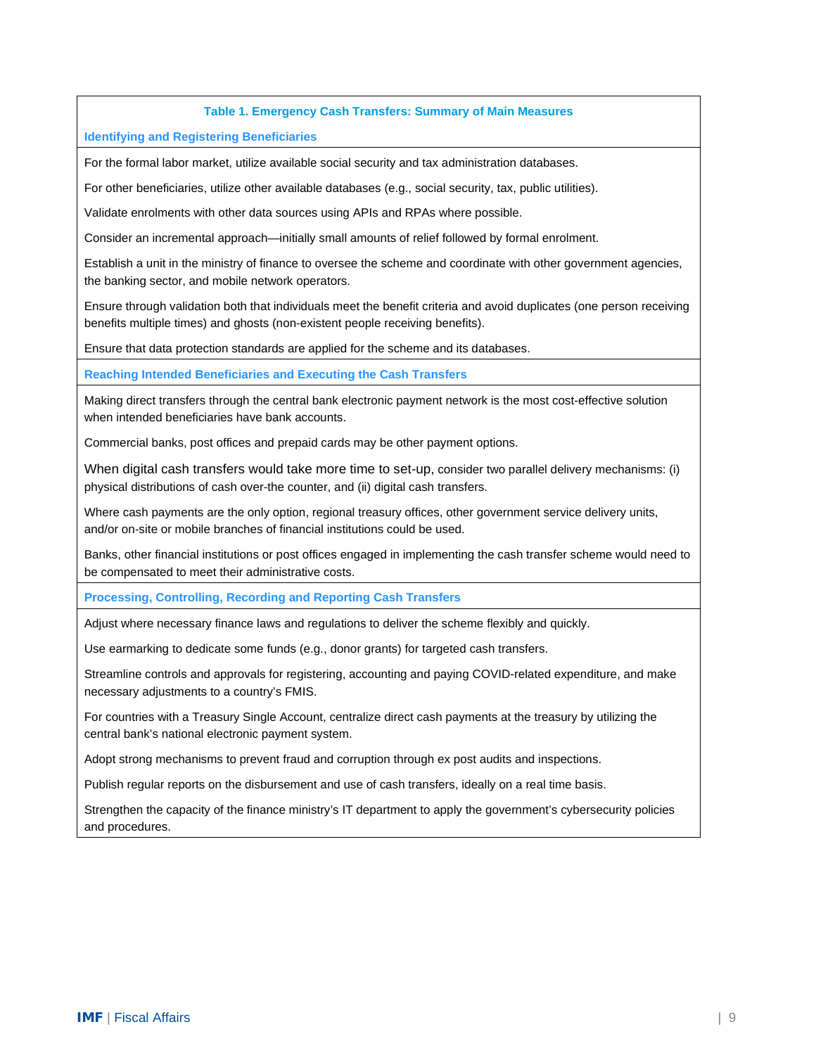**Table 1. Emergency Cash Transfers: Summary of Main Measures**

| |
|---|
| **Identifying and Registering Beneficiaries** |
| For the formal labor market, utilize available social security and tax administration databases. |
| For other beneficiaries, utilize other available databases (e.g., social security, tax, public utilities). |
| Validate enrolments with other data sources using APIs and RPAs where possible. |
| Consider an incremental approach—initially small amounts of relief followed by formal enrolment. |
| Establish a unit in the ministry of finance to oversee the scheme and coordinate with other government agencies, the banking sector, and mobile network operators. |
| Ensure through validation both that individuals meet the benefit criteria and avoid duplicates (one person receiving benefits multiple times) and ghosts (non-existent people receiving benefits). |
| Ensure that data protection standards are applied for the scheme and its databases. |
| **Reaching Intended Beneficiaries and Executing the Cash Transfers** |
| Making direct transfers through the central bank electronic payment network is the most cost-effective solution when intended beneficiaries have bank accounts. |
| Commercial banks, post offices and prepaid cards may be other payment options. |
| When digital cash transfers would take more time to set-up, consider two parallel delivery mechanisms: (i) physical distributions of cash over-the counter, and (ii) digital cash transfers. |
| Where cash payments are the only option, regional treasury offices, other government service delivery units, and/or on-site or mobile branches of financial institutions could be used. |
| Banks, other financial institutions or post offices engaged in implementing the cash transfer scheme would need to be compensated to meet their administrative costs. |
| **Processing, Controlling, Recording and Reporting Cash Transfers** |
| Adjust where necessary finance laws and regulations to deliver the scheme flexibly and quickly. |
| Use earmarking to dedicate some funds (e.g., donor grants) for targeted cash transfers. |
| Streamline controls and approvals for registering, accounting and paying COVID-related expenditure, and make necessary adjustments to a country's FMIS. |
| For countries with a Treasury Single Account, centralize direct cash payments at the treasury by utilizing the central bank's national electronic payment system. |
| Adopt strong mechanisms to prevent fraud and corruption through ex post audits and inspections. |
| Publish regular reports on the disbursement and use of cash transfers, ideally on a real time basis. |
| Strengthen the capacity of the finance ministry's IT department to apply the government's cybersecurity policies and procedures. |